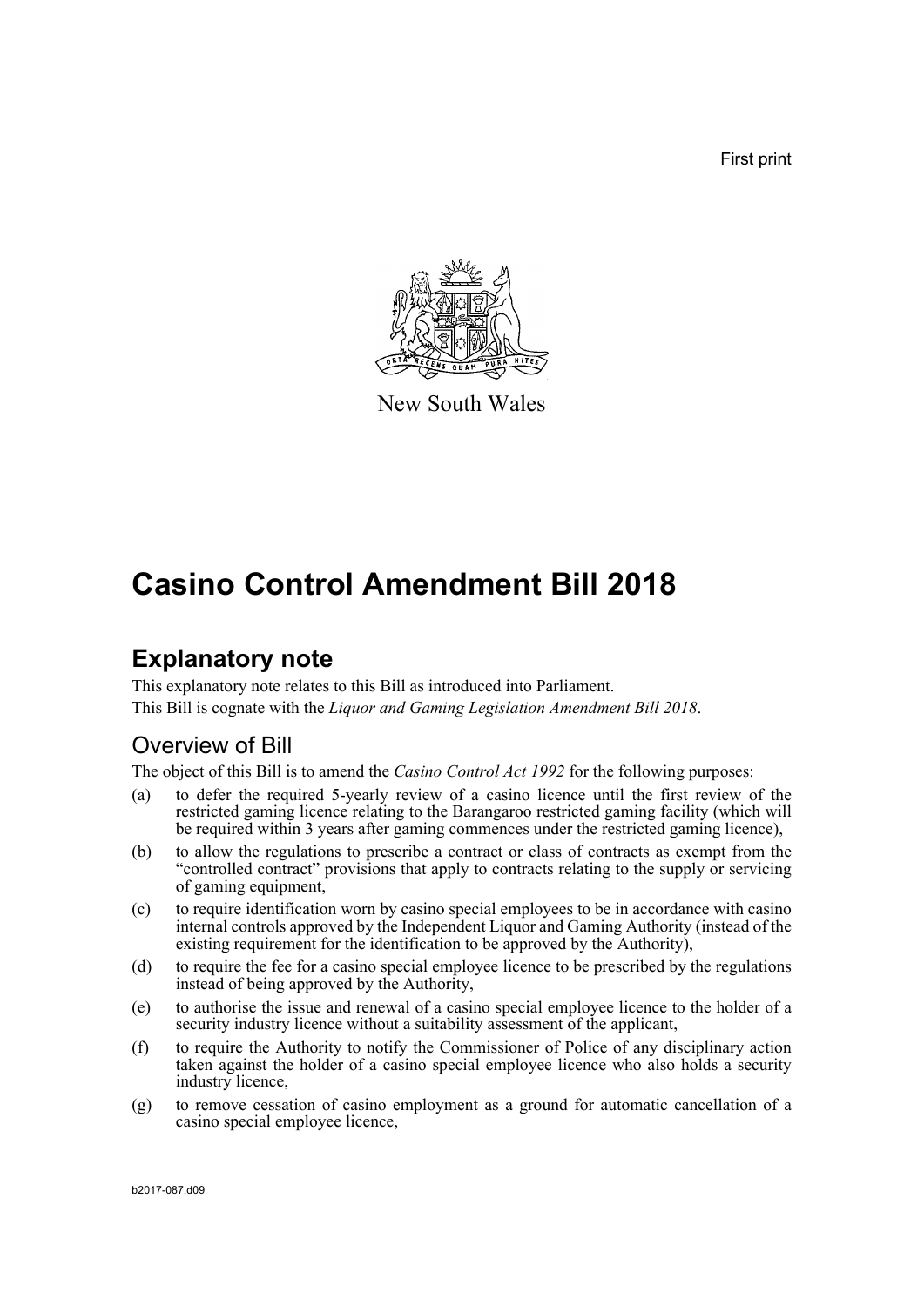First print

New South Wales

# Casino Control Amendment Bill 2018

## Explanatory note

This explanatory note relates to this Bill as introduced into Parliament.

This Bill is cognate with the *Liquor and Gaming Legislation Amendment Bill 2018*.

### Overview of Bill

The object of this Bill is to amend the *Casino Control Act 1992* for the following purposes:

(a) to defer the required 5-yearly review of a casino licence until the first review of the restricted gaming licence relating to the Barangaroo restricted gaming facility (which will be required within 3 years after gaming commences under the restricted gaming licence),

(b) to allow the regulations to prescribe a contract or class of contracts as exempt from the "controlled contract" provisions that apply to contracts relating to the supply or servicing of gaming equipment,

(c) to require identification worn by casino special employees to be in accordance with casino internal controls approved by the Independent Liquor and Gaming Authority (instead of the existing requirement for the identification to be approved by the Authority),

(d) to require the fee for a casino special employee licence to be prescribed by the regulations instead of being approved by the Authority,

(e) to authorise the issue and renewal of a casino special employee licence to the holder of a security industry licence without a suitability assessment of the applicant,

(f) to require the Authority to notify the Commissioner of Police of any disciplinary action taken against the holder of a casino special employee licence who also holds a security industry licence,

(g) to remove cessation of casino employment as a ground for automatic cancellation of a casino special employee licence,

b2017-087.d09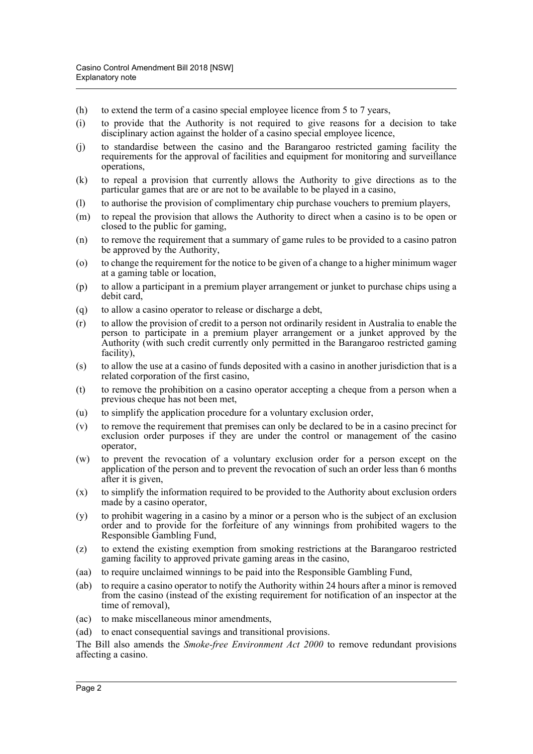(h) to extend the term of a casino special employee licence from 5 to 7 years,

(i) to provide that the Authority is not required to give reasons for a decision to take disciplinary action against the holder of a casino special employee licence,

(j) to standardise between the casino and the Barangaroo restricted gaming facility the requirements for the approval of facilities and equipment for monitoring and surveillance operations,

(k) to repeal a provision that currently allows the Authority to give directions as to the particular games that are or are not to be available to be played in a casino,

(l) to authorise the provision of complimentary chip purchase vouchers to premium players,

(m) to repeal the provision that allows the Authority to direct when a casino is to be open or closed to the public for gaming,

(n) to remove the requirement that a summary of game rules to be provided to a casino patron be approved by the Authority,

(o) to change the requirement for the notice to be given of a change to a higher minimum wager at a gaming table or location,

(p) to allow a participant in a premium player arrangement or junket to purchase chips using a debit card,

(q) to allow a casino operator to release or discharge a debt,

(r) to allow the provision of credit to a person not ordinarily resident in Australia to enable the person to participate in a premium player arrangement or a junket approved by the Authority (with such credit currently only permitted in the Barangaroo restricted gaming facility),

(s) to allow the use at a casino of funds deposited with a casino in another jurisdiction that is a related corporation of the first casino,

(t) to remove the prohibition on a casino operator accepting a cheque from a person when a previous cheque has not been met,

(u) to simplify the application procedure for a voluntary exclusion order,

(v) to remove the requirement that premises can only be declared to be in a casino precinct for exclusion order purposes if they are under the control or management of the casino operator,

(w) to prevent the revocation of a voluntary exclusion order for a person except on the application of the person and to prevent the revocation of such an order less than 6 months after it is given,

(x) to simplify the information required to be provided to the Authority about exclusion orders made by a casino operator,

(y) to prohibit wagering in a casino by a minor or a person who is the subject of an exclusion order and to provide for the forfeiture of any winnings from prohibited wagers to the Responsible Gambling Fund,

(z) to extend the existing exemption from smoking restrictions at the Barangaroo restricted gaming facility to approved private gaming areas in the casino,

(aa) to require unclaimed winnings to be paid into the Responsible Gambling Fund,

(ab) to require a casino operator to notify the Authority within 24 hours after a minor is removed from the casino (instead of the existing requirement for notification of an inspector at the time of removal),

(ac) to make miscellaneous minor amendments,

(ad) to enact consequential savings and transitional provisions.

The Bill also amends the *Smoke-free Environment Act 2000* to remove redundant provisions affecting a casino.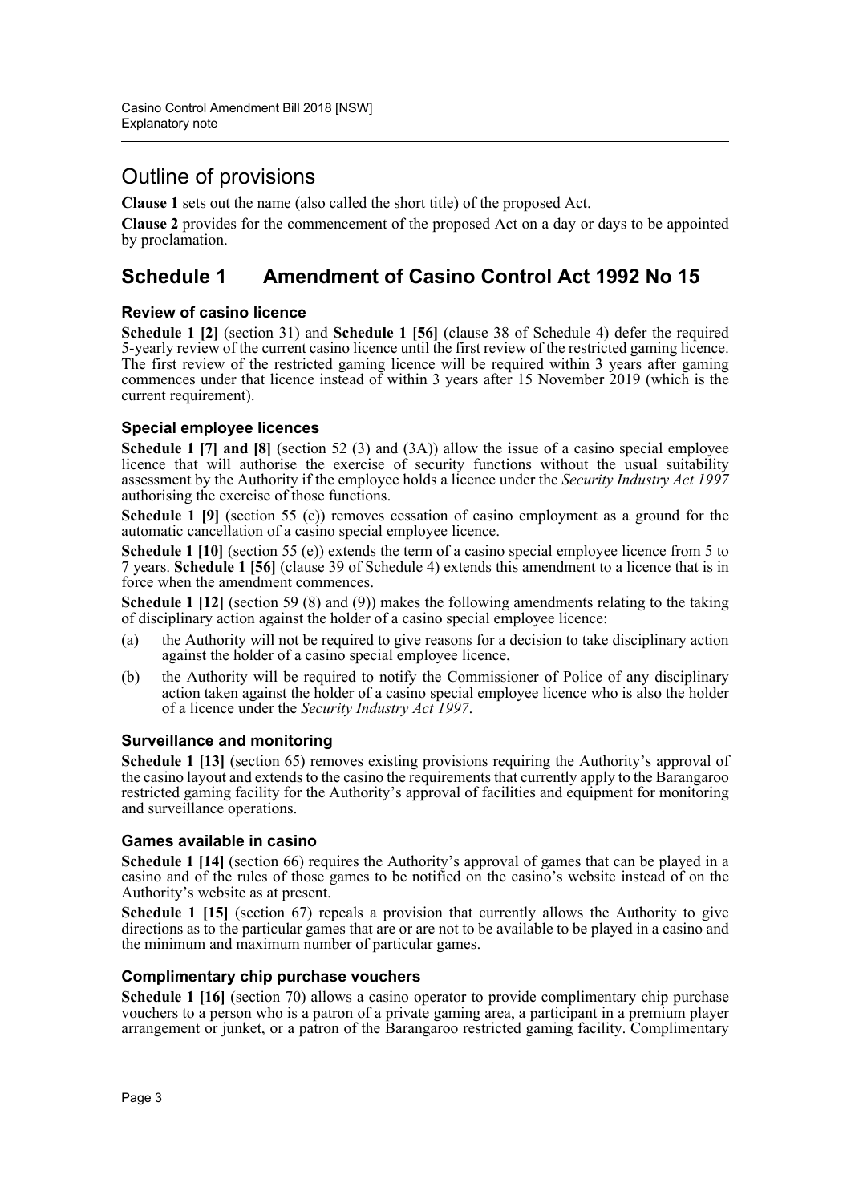## Outline of provisions

**Clause 1** sets out the name (also called the short title) of the proposed Act.

**Clause 2** provides for the commencement of the proposed Act on a day or days to be appointed by proclamation.

## Schedule 1 Amendment of Casino Control Act 1992 No 15

### Review of casino licence

**Schedule 1 [2]** (section 31) and **Schedule 1 [56]** (clause 38 of Schedule 4) defer the required 5-yearly review of the current casino licence until the first review of the restricted gaming licence. The first review of the restricted gaming licence will be required within 3 years after gaming commences under that licence instead of within 3 years after 15 November 2019 (which is the current requirement).

### Special employee licences

**Schedule 1 [7] and [8]** (section 52 (3) and (3A)) allow the issue of a casino special employee licence that will authorise the exercise of security functions without the usual suitability assessment by the Authority if the employee holds a licence under the *Security Industry Act 1997* authorising the exercise of those functions.

**Schedule 1 [9]** (section 55 (c)) removes cessation of casino employment as a ground for the automatic cancellation of a casino special employee licence.

**Schedule 1 [10]** (section 55 (e)) extends the term of a casino special employee licence from 5 to 7 years. **Schedule 1 [56]** (clause 39 of Schedule 4) extends this amendment to a licence that is in force when the amendment commences.

**Schedule 1 [12]** (section 59 (8) and (9)) makes the following amendments relating to the taking of disciplinary action against the holder of a casino special employee licence:

(a) the Authority will not be required to give reasons for a decision to take disciplinary action against the holder of a casino special employee licence,

(b) the Authority will be required to notify the Commissioner of Police of any disciplinary action taken against the holder of a casino special employee licence who is also the holder of a licence under the *Security Industry Act 1997*.

### Surveillance and monitoring

**Schedule 1 [13]** (section 65) removes existing provisions requiring the Authority's approval of the casino layout and extends to the casino the requirements that currently apply to the Barangaroo restricted gaming facility for the Authority's approval of facilities and equipment for monitoring and surveillance operations.

### Games available in casino

**Schedule 1 [14]** (section 66) requires the Authority's approval of games that can be played in a casino and of the rules of those games to be notified on the casino's website instead of on the Authority's website as at present.

**Schedule 1 [15]** (section 67) repeals a provision that currently allows the Authority to give directions as to the particular games that are or are not to be available to be played in a casino and the minimum and maximum number of particular games.

### Complimentary chip purchase vouchers

**Schedule 1 [16]** (section 70) allows a casino operator to provide complimentary chip purchase vouchers to a person who is a patron of a private gaming area, a participant in a premium player arrangement or junket, or a patron of the Barangaroo restricted gaming facility. Complimentary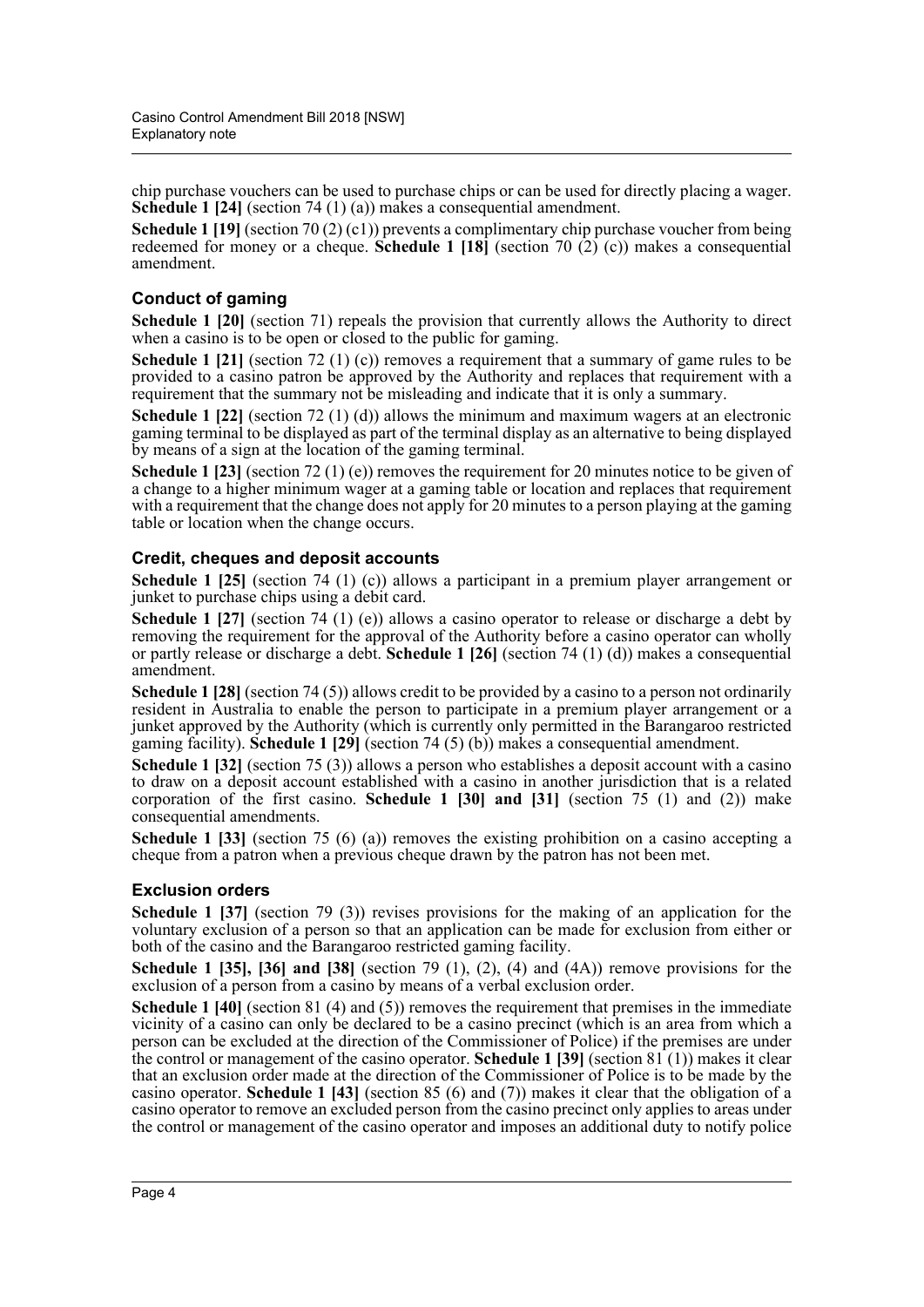chip purchase vouchers can be used to purchase chips or can be used for directly placing a wager. **Schedule 1 [24]** (section 74 (1) (a)) makes a consequential amendment.

**Schedule 1 [19]** (section 70 (2) (c1)) prevents a complimentary chip purchase voucher from being redeemed for money or a cheque. **Schedule 1 [18]** (section 70 (2) (c)) makes a consequential amendment.

### Conduct of gaming

**Schedule 1 [20]** (section 71) repeals the provision that currently allows the Authority to direct when a casino is to be open or closed to the public for gaming.

**Schedule 1 [21]** (section 72 (1) (c)) removes a requirement that a summary of game rules to be provided to a casino patron be approved by the Authority and replaces that requirement with a requirement that the summary not be misleading and indicate that it is only a summary.

**Schedule 1 [22]** (section 72 (1) (d)) allows the minimum and maximum wagers at an electronic gaming terminal to be displayed as part of the terminal display as an alternative to being displayed by means of a sign at the location of the gaming terminal.

**Schedule 1 [23]** (section 72 (1) (e)) removes the requirement for 20 minutes notice to be given of a change to a higher minimum wager at a gaming table or location and replaces that requirement with a requirement that the change does not apply for 20 minutes to a person playing at the gaming table or location when the change occurs.

### Credit, cheques and deposit accounts

**Schedule 1 [25]** (section 74 (1) (c)) allows a participant in a premium player arrangement or junket to purchase chips using a debit card.

**Schedule 1 [27]** (section 74 (1) (e)) allows a casino operator to release or discharge a debt by removing the requirement for the approval of the Authority before a casino operator can wholly or partly release or discharge a debt. **Schedule 1 [26]** (section 74 (1) (d)) makes a consequential amendment.

**Schedule 1 [28]** (section 74 (5)) allows credit to be provided by a casino to a person not ordinarily resident in Australia to enable the person to participate in a premium player arrangement or a junket approved by the Authority (which is currently only permitted in the Barangaroo restricted gaming facility). **Schedule 1 [29]** (section 74 (5) (b)) makes a consequential amendment.

**Schedule 1 [32]** (section 75 (3)) allows a person who establishes a deposit account with a casino to draw on a deposit account established with a casino in another jurisdiction that is a related corporation of the first casino. **Schedule 1 [30] and [31]** (section 75 (1) and (2)) make consequential amendments.

**Schedule 1 [33]** (section 75 (6) (a)) removes the existing prohibition on a casino accepting a cheque from a patron when a previous cheque drawn by the patron has not been met.

### Exclusion orders

**Schedule 1 [37]** (section 79 (3)) revises provisions for the making of an application for the voluntary exclusion of a person so that an application can be made for exclusion from either or both of the casino and the Barangaroo restricted gaming facility.

**Schedule 1 [35], [36] and [38]** (section 79 (1), (2), (4) and (4A)) remove provisions for the exclusion of a person from a casino by means of a verbal exclusion order.

**Schedule 1 [40]** (section 81 (4) and (5)) removes the requirement that premises in the immediate vicinity of a casino can only be declared to be a casino precinct (which is an area from which a person can be excluded at the direction of the Commissioner of Police) if the premises are under the control or management of the casino operator. **Schedule 1 [39]** (section 81 (1)) makes it clear that an exclusion order made at the direction of the Commissioner of Police is to be made by the casino operator. **Schedule 1 [43]** (section 85 (6) and (7)) makes it clear that the obligation of a casino operator to remove an excluded person from the casino precinct only applies to areas under the control or management of the casino operator and imposes an additional duty to notify police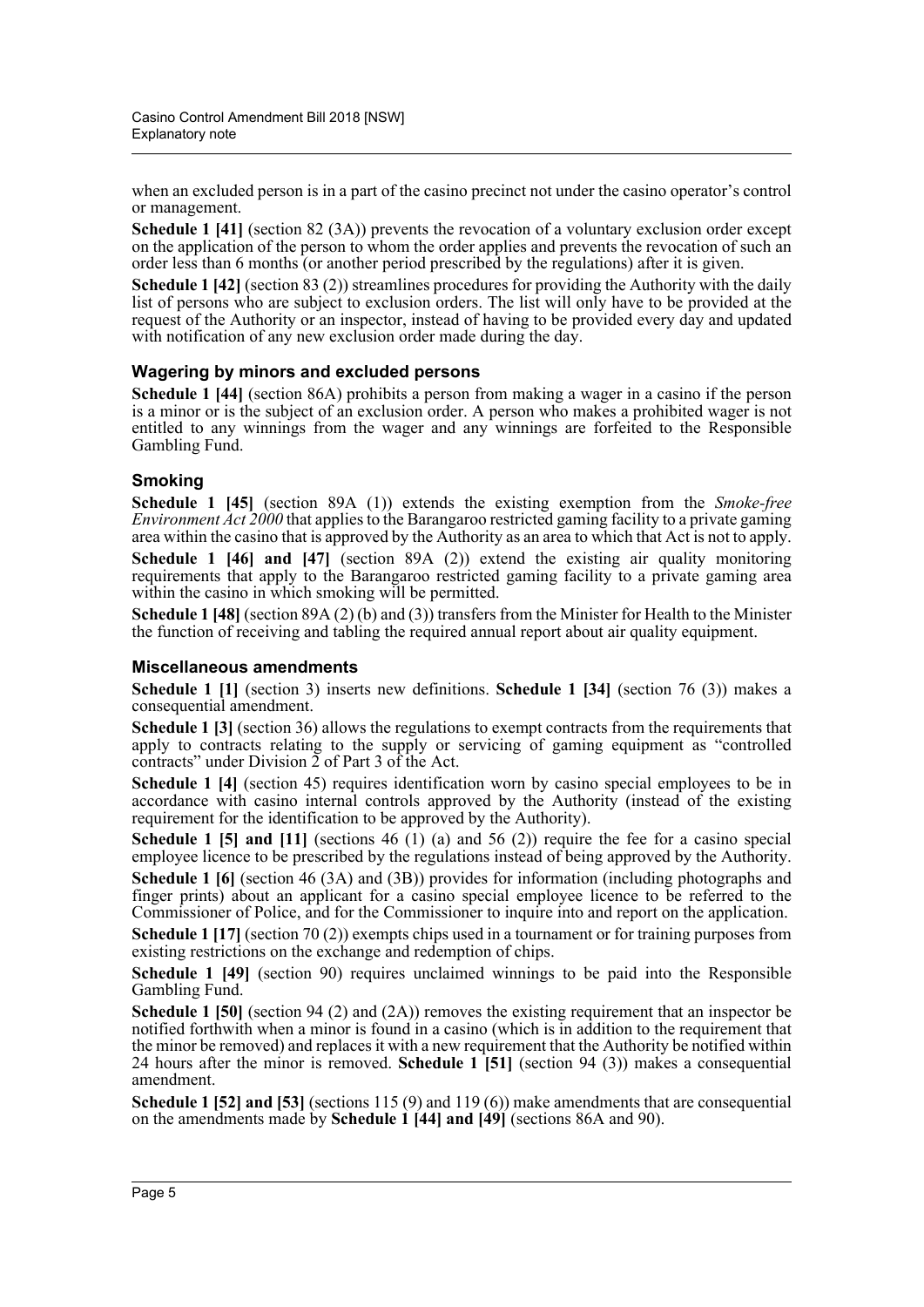when an excluded person is in a part of the casino precinct not under the casino operator's control or management.

**Schedule 1 [41]** (section 82 (3A)) prevents the revocation of a voluntary exclusion order except on the application of the person to whom the order applies and prevents the revocation of such an order less than 6 months (or another period prescribed by the regulations) after it is given.

**Schedule 1 [42]** (section 83 (2)) streamlines procedures for providing the Authority with the daily list of persons who are subject to exclusion orders. The list will only have to be provided at the request of the Authority or an inspector, instead of having to be provided every day and updated with notification of any new exclusion order made during the day.

### Wagering by minors and excluded persons

**Schedule 1 [44]** (section 86A) prohibits a person from making a wager in a casino if the person is a minor or is the subject of an exclusion order. A person who makes a prohibited wager is not entitled to any winnings from the wager and any winnings are forfeited to the Responsible Gambling Fund.

### Smoking

**Schedule 1 [45]** (section 89A (1)) extends the existing exemption from the *Smoke-free Environment Act 2000* that applies to the Barangaroo restricted gaming facility to a private gaming area within the casino that is approved by the Authority as an area to which that Act is not to apply.

**Schedule 1 [46] and [47]** (section 89A (2)) extend the existing air quality monitoring requirements that apply to the Barangaroo restricted gaming facility to a private gaming area within the casino in which smoking will be permitted.

**Schedule 1 [48]** (section 89A (2) (b) and (3)) transfers from the Minister for Health to the Minister the function of receiving and tabling the required annual report about air quality equipment.

### Miscellaneous amendments

**Schedule 1 [1]** (section 3) inserts new definitions. **Schedule 1 [34]** (section 76 (3)) makes a consequential amendment.

**Schedule 1 [3]** (section 36) allows the regulations to exempt contracts from the requirements that apply to contracts relating to the supply or servicing of gaming equipment as "controlled contracts" under Division 2 of Part 3 of the Act.

**Schedule 1 [4]** (section 45) requires identification worn by casino special employees to be in accordance with casino internal controls approved by the Authority (instead of the existing requirement for the identification to be approved by the Authority).

**Schedule 1 [5] and [11]** (sections 46 (1) (a) and 56 (2)) require the fee for a casino special employee licence to be prescribed by the regulations instead of being approved by the Authority.

**Schedule 1 [6]** (section 46 (3A) and (3B)) provides for information (including photographs and finger prints) about an applicant for a casino special employee licence to be referred to the Commissioner of Police, and for the Commissioner to inquire into and report on the application.

**Schedule 1 [17]** (section 70 (2)) exempts chips used in a tournament or for training purposes from existing restrictions on the exchange and redemption of chips.

**Schedule 1 [49]** (section 90) requires unclaimed winnings to be paid into the Responsible Gambling Fund.

**Schedule 1 [50]** (section 94 (2) and (2A)) removes the existing requirement that an inspector be notified forthwith when a minor is found in a casino (which is in addition to the requirement that the minor be removed) and replaces it with a new requirement that the Authority be notified within 24 hours after the minor is removed. **Schedule 1 [51]** (section 94 (3)) makes a consequential amendment.

**Schedule 1 [52] and [53]** (sections 115 (9) and 119 (6)) make amendments that are consequential on the amendments made by **Schedule 1 [44] and [49]** (sections 86A and 90).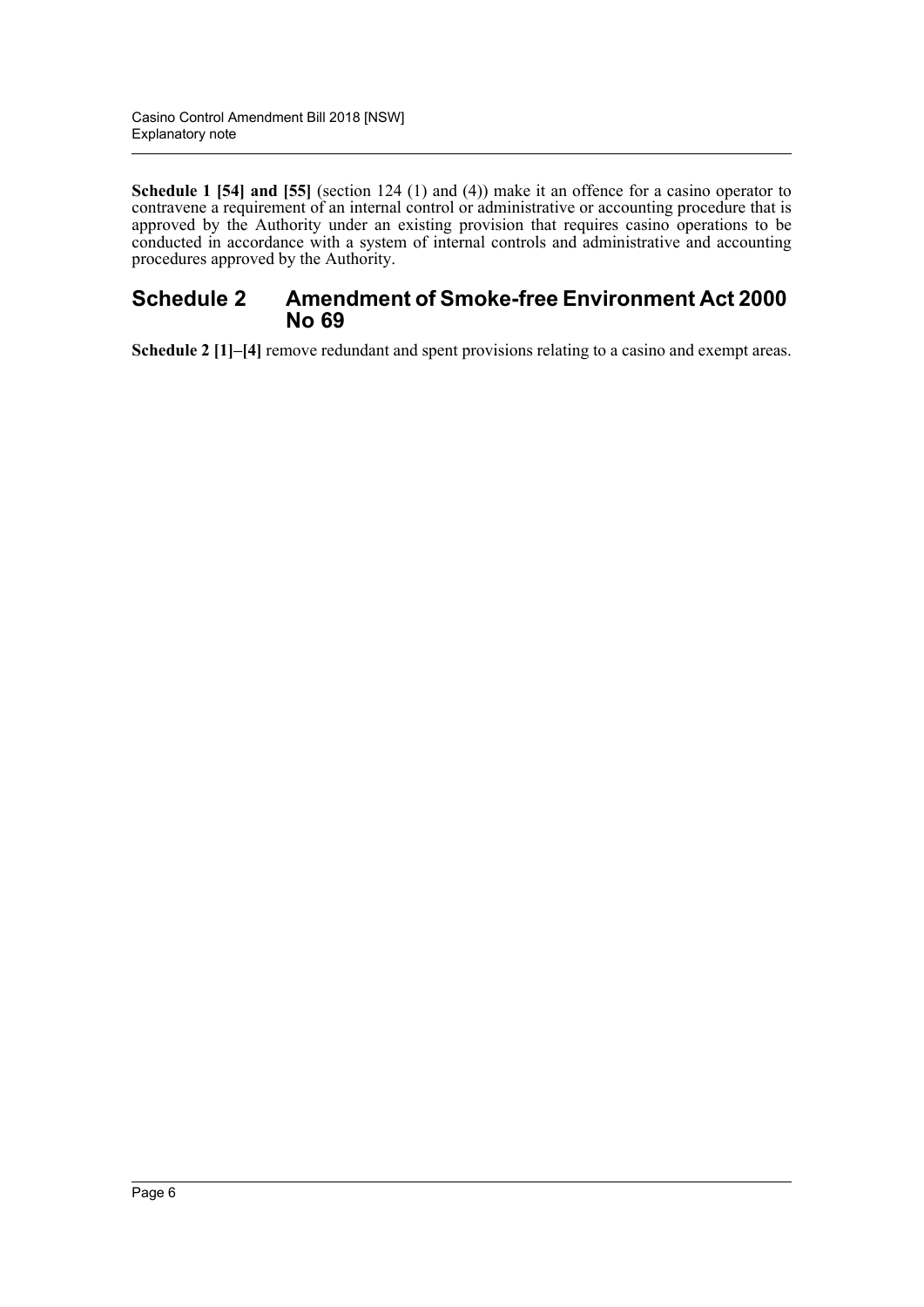**Schedule 1 [54] and [55]** (section 124 (1) and (4)) make it an offence for a casino operator to contravene a requirement of an internal control or administrative or accounting procedure that is approved by the Authority under an existing provision that requires casino operations to be conducted in accordance with a system of internal controls and administrative and accounting procedures approved by the Authority.

## Schedule 2 Amendment of Smoke-free Environment Act 2000 No 69

**Schedule 2 [1]–[4]** remove redundant and spent provisions relating to a casino and exempt areas.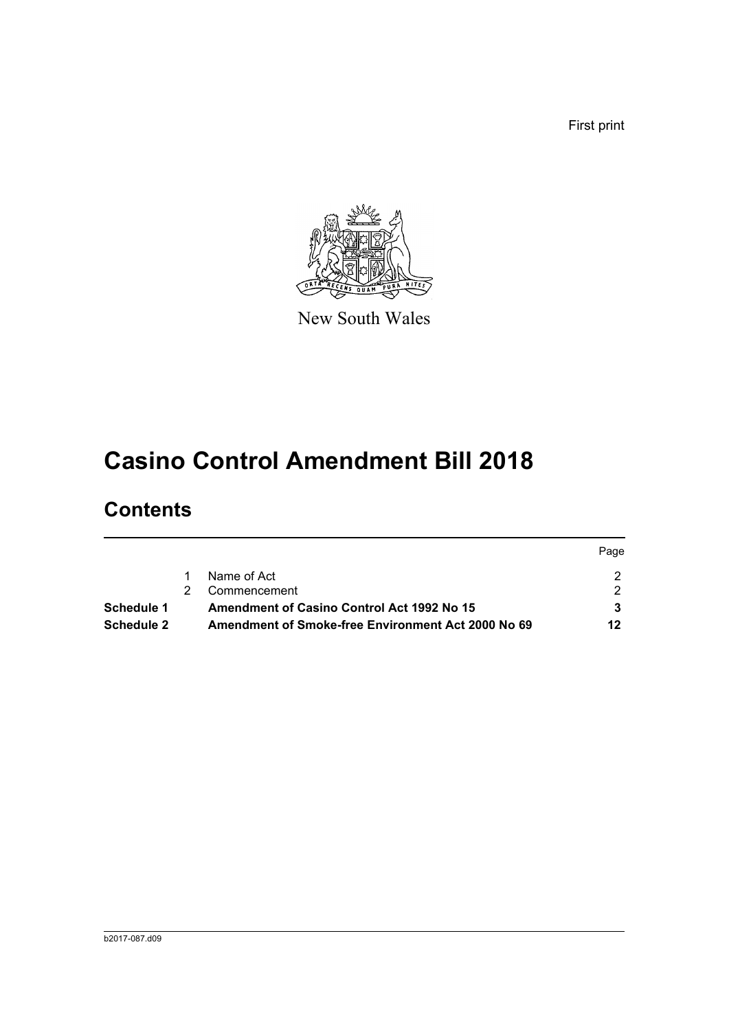First print

New South Wales

# Casino Control Amendment Bill 2018

## Contents

| | | | Page |
|---|---|---|---|
| | 1 | Name of Act | 2 |
| | 2 | Commencement | 2 |
| **Schedule 1** | | **Amendment of Casino Control Act 1992 No 15** | **3** |
| **Schedule 2** | | **Amendment of Smoke-free Environment Act 2000 No 69** | **12** |

b2017-087.d09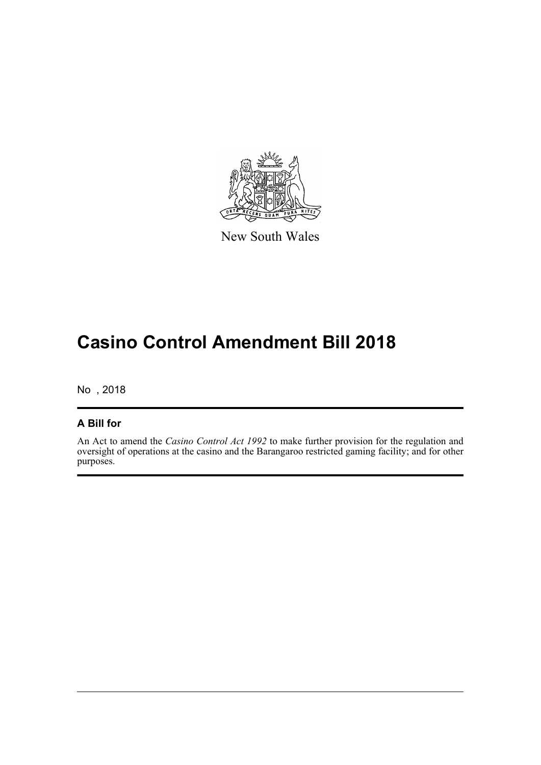New South Wales

# Casino Control Amendment Bill 2018

No , 2018

## A Bill for

An Act to amend the *Casino Control Act 1992* to make further provision for the regulation and oversight of operations at the casino and the Barangaroo restricted gaming facility; and for other purposes.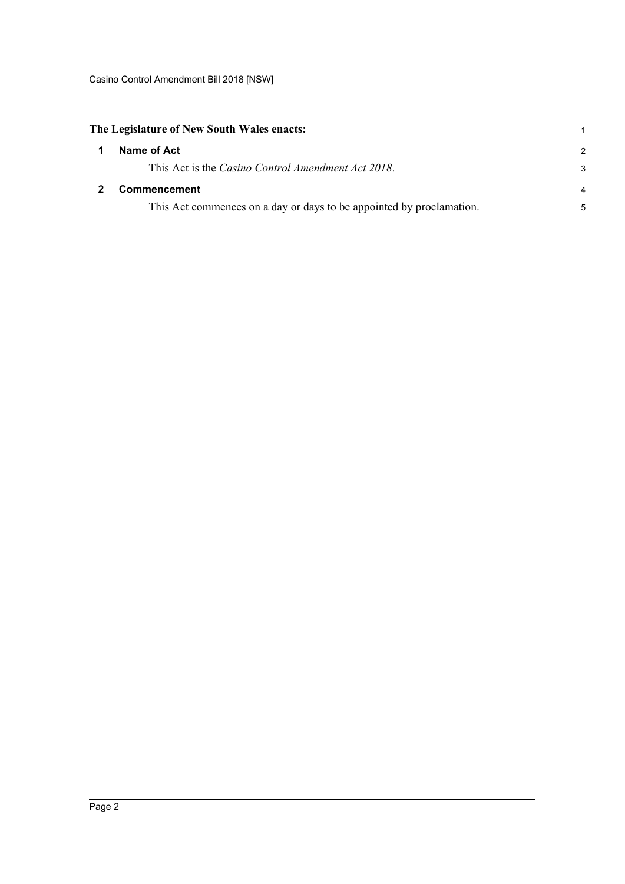**The Legislature of New South Wales enacts:**

## 1 Name of Act

This Act is the *Casino Control Amendment Act 2018*.

## 2 Commencement

This Act commences on a day or days to be appointed by proclamation.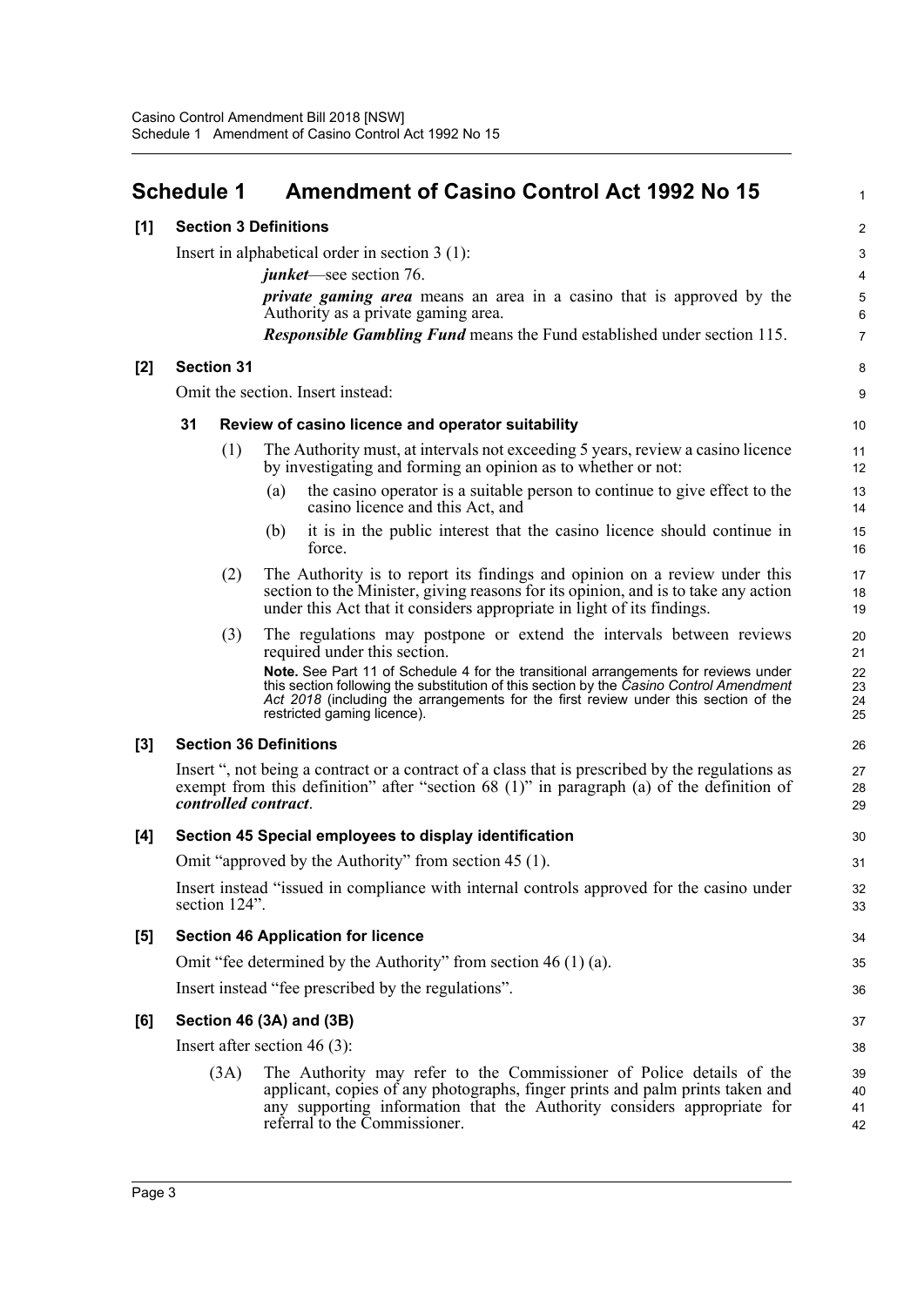## Schedule 1 Amendment of Casino Control Act 1992 No 15

### [1] Section 3 Definitions

Insert in alphabetical order in section 3 (1):

***junket***—see section 76.

***private gaming area*** means an area in a casino that is approved by the Authority as a private gaming area.

***Responsible Gambling Fund*** means the Fund established under section 115.

### [2] Section 31

Omit the section. Insert instead:

#### 31 Review of casino licence and operator suitability

(1) The Authority must, at intervals not exceeding 5 years, review a casino licence by investigating and forming an opinion as to whether or not:

(a) the casino operator is a suitable person to continue to give effect to the casino licence and this Act, and

(b) it is in the public interest that the casino licence should continue in force.

(2) The Authority is to report its findings and opinion on a review under this section to the Minister, giving reasons for its opinion, and is to take any action under this Act that it considers appropriate in light of its findings.

(3) The regulations may postpone or extend the intervals between reviews required under this section.

**Note.** See Part 11 of Schedule 4 for the transitional arrangements for reviews under this section following the substitution of this section by the *Casino Control Amendment Act 2018* (including the arrangements for the first review under this section of the restricted gaming licence).

### [3] Section 36 Definitions

Insert ", not being a contract or a contract of a class that is prescribed by the regulations as exempt from this definition" after "section 68 (1)" in paragraph (a) of the definition of ***controlled contract***.

### [4] Section 45 Special employees to display identification

Omit "approved by the Authority" from section 45 (1).

Insert instead "issued in compliance with internal controls approved for the casino under section 124".

### [5] Section 46 Application for licence

Omit "fee determined by the Authority" from section 46 (1) (a).

Insert instead "fee prescribed by the regulations".

### [6] Section 46 (3A) and (3B)

Insert after section 46 (3):

(3A) The Authority may refer to the Commissioner of Police details of the applicant, copies of any photographs, finger prints and palm prints taken and any supporting information that the Authority considers appropriate for referral to the Commissioner.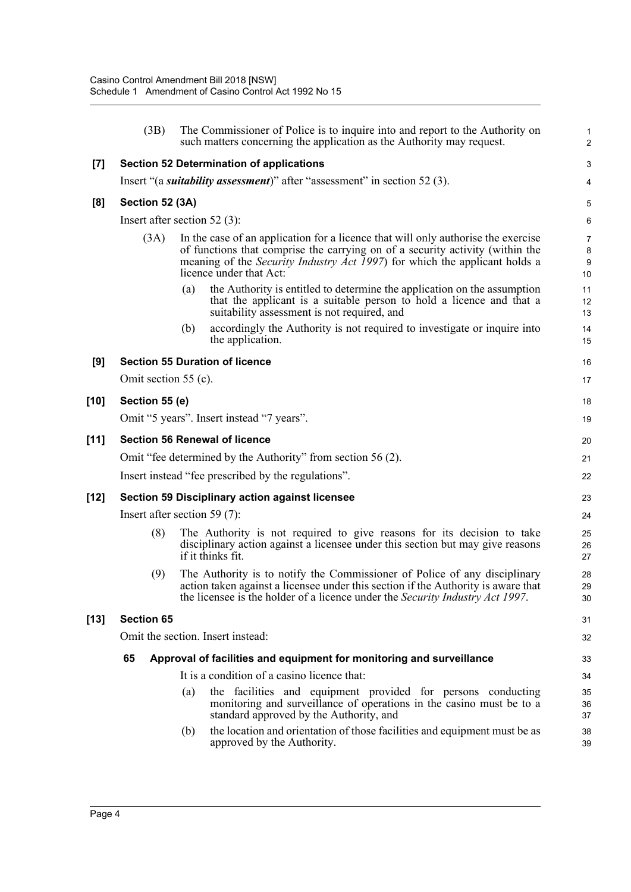(3B) The Commissioner of Police is to inquire into and report to the Authority on such matters concerning the application as the Authority may request.

**[7] Section 52 Determination of applications**

Insert "(a ***suitability assessment***)" after "assessment" in section 52 (3).

**[8] Section 52 (3A)**

Insert after section 52 (3):

(3A) In the case of an application for a licence that will only authorise the exercise of functions that comprise the carrying on of a security activity (within the meaning of the *Security Industry Act 1997*) for which the applicant holds a licence under that Act:

(a) the Authority is entitled to determine the application on the assumption that the applicant is a suitable person to hold a licence and that a suitability assessment is not required, and

(b) accordingly the Authority is not required to investigate or inquire into the application.

**[9] Section 55 Duration of licence**

Omit section 55 (c).

**[10] Section 55 (e)**

Omit "5 years". Insert instead "7 years".

**[11] Section 56 Renewal of licence**

Omit "fee determined by the Authority" from section 56 (2).

Insert instead "fee prescribed by the regulations".

**[12] Section 59 Disciplinary action against licensee**

Insert after section 59 (7):

(8) The Authority is not required to give reasons for its decision to take disciplinary action against a licensee under this section but may give reasons if it thinks fit.

(9) The Authority is to notify the Commissioner of Police of any disciplinary action taken against a licensee under this section if the Authority is aware that the licensee is the holder of a licence under the *Security Industry Act 1997*.

**[13] Section 65**

Omit the section. Insert instead:

**65 Approval of facilities and equipment for monitoring and surveillance**

It is a condition of a casino licence that:

(a) the facilities and equipment provided for persons conducting monitoring and surveillance of operations in the casino must be to a standard approved by the Authority, and

(b) the location and orientation of those facilities and equipment must be as approved by the Authority.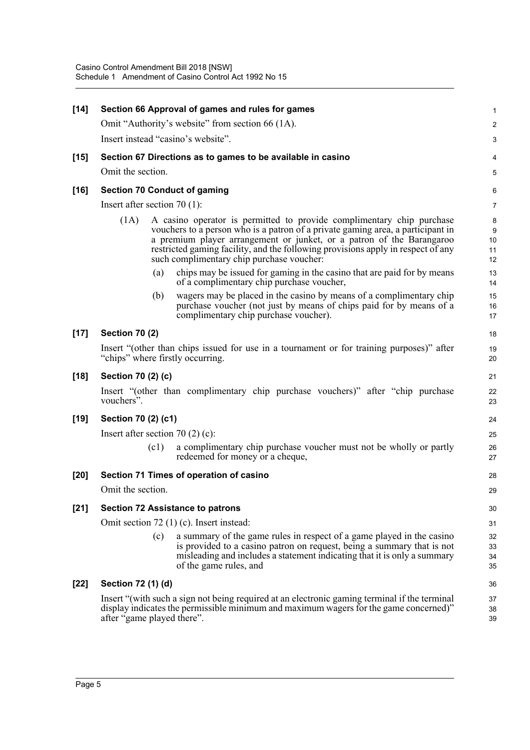**[14] Section 66 Approval of games and rules for games**

Omit "Authority's website" from section 66 (1A).

Insert instead "casino's website".

**[15] Section 67 Directions as to games to be available in casino**

Omit the section.

**[16] Section 70 Conduct of gaming**

Insert after section 70 (1):

(1A) A casino operator is permitted to provide complimentary chip purchase vouchers to a person who is a patron of a private gaming area, a participant in a premium player arrangement or junket, or a patron of the Barangaroo restricted gaming facility, and the following provisions apply in respect of any such complimentary chip purchase voucher:

(a) chips may be issued for gaming in the casino that are paid for by means of a complimentary chip purchase voucher,

(b) wagers may be placed in the casino by means of a complimentary chip purchase voucher (not just by means of chips paid for by means of a complimentary chip purchase voucher).

**[17] Section 70 (2)**

Insert "(other than chips issued for use in a tournament or for training purposes)" after "chips" where firstly occurring.

**[18] Section 70 (2) (c)**

Insert "(other than complimentary chip purchase vouchers)" after "chip purchase vouchers".

**[19] Section 70 (2) (c1)**

Insert after section 70 (2) (c):

(c1) a complimentary chip purchase voucher must not be wholly or partly redeemed for money or a cheque,

**[20] Section 71 Times of operation of casino**

Omit the section.

**[21] Section 72 Assistance to patrons**

Omit section 72 (1) (c). Insert instead:

(c) a summary of the game rules in respect of a game played in the casino is provided to a casino patron on request, being a summary that is not misleading and includes a statement indicating that it is only a summary of the game rules, and

**[22] Section 72 (1) (d)**

Insert "(with such a sign not being required at an electronic gaming terminal if the terminal display indicates the permissible minimum and maximum wagers for the game concerned)" after "game played there".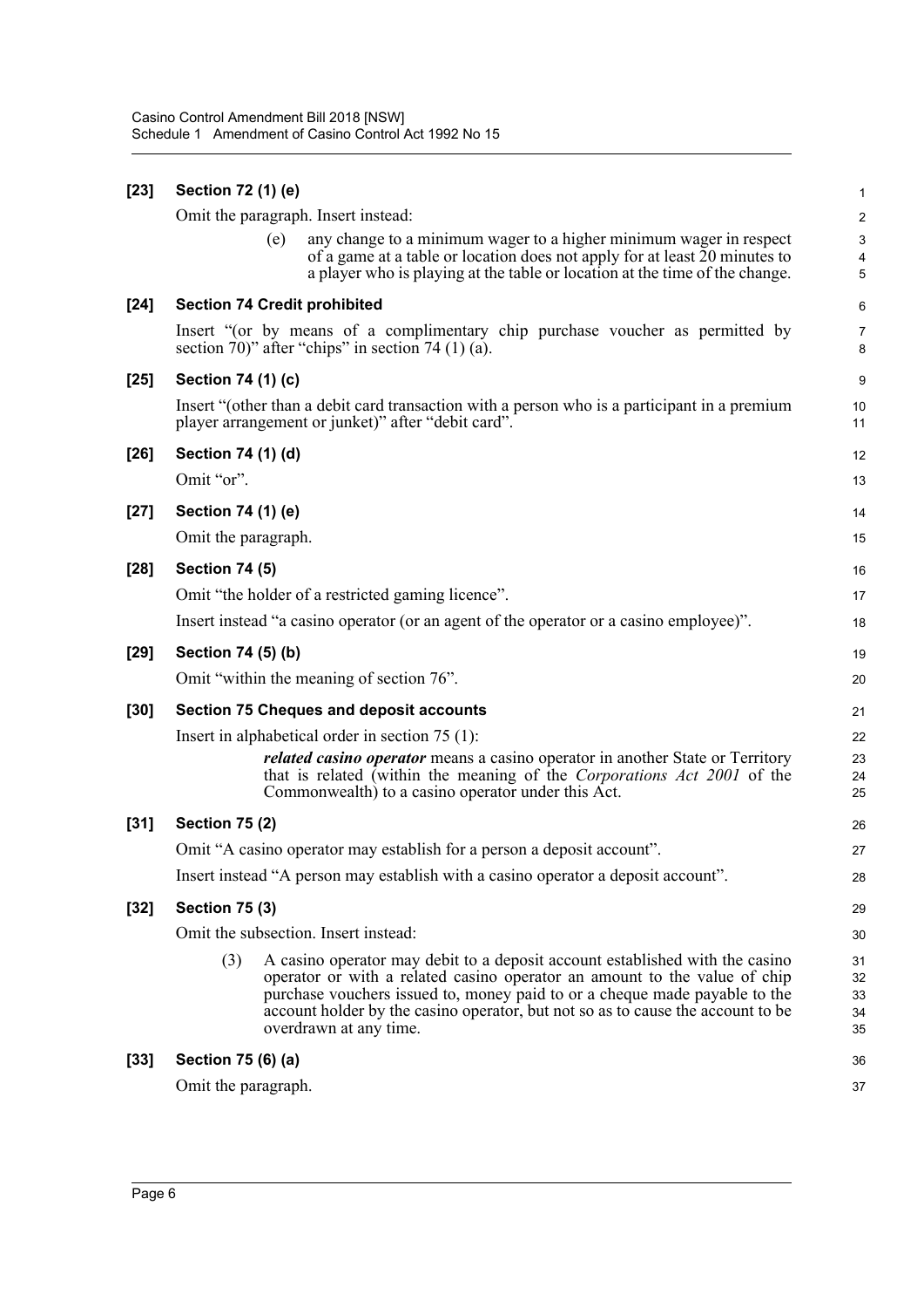**[23] Section 72 (1) (e)**

Omit the paragraph. Insert instead:

> (e) any change to a minimum wager to a higher minimum wager in respect of a game at a table or location does not apply for at least 20 minutes to a player who is playing at the table or location at the time of the change.

**[24] Section 74 Credit prohibited**

Insert "(or by means of a complimentary chip purchase voucher as permitted by section 70)" after "chips" in section 74 (1) (a).

**[25] Section 74 (1) (c)**

Insert "(other than a debit card transaction with a person who is a participant in a premium player arrangement or junket)" after "debit card".

**[26] Section 74 (1) (d)**

Omit "or".

**[27] Section 74 (1) (e)**

Omit the paragraph.

**[28] Section 74 (5)**

Omit "the holder of a restricted gaming licence".

Insert instead "a casino operator (or an agent of the operator or a casino employee)".

**[29] Section 74 (5) (b)**

Omit "within the meaning of section 76".

**[30] Section 75 Cheques and deposit accounts**

Insert in alphabetical order in section 75 (1):

> ***related casino operator*** means a casino operator in another State or Territory that is related (within the meaning of the *Corporations Act 2001* of the Commonwealth) to a casino operator under this Act.

**[31] Section 75 (2)**

Omit "A casino operator may establish for a person a deposit account".

Insert instead "A person may establish with a casino operator a deposit account".

**[32] Section 75 (3)**

Omit the subsection. Insert instead:

> (3) A casino operator may debit to a deposit account established with the casino operator or with a related casino operator an amount to the value of chip purchase vouchers issued to, money paid to or a cheque made payable to the account holder by the casino operator, but not so as to cause the account to be overdrawn at any time.

**[33] Section 75 (6) (a)**

Omit the paragraph.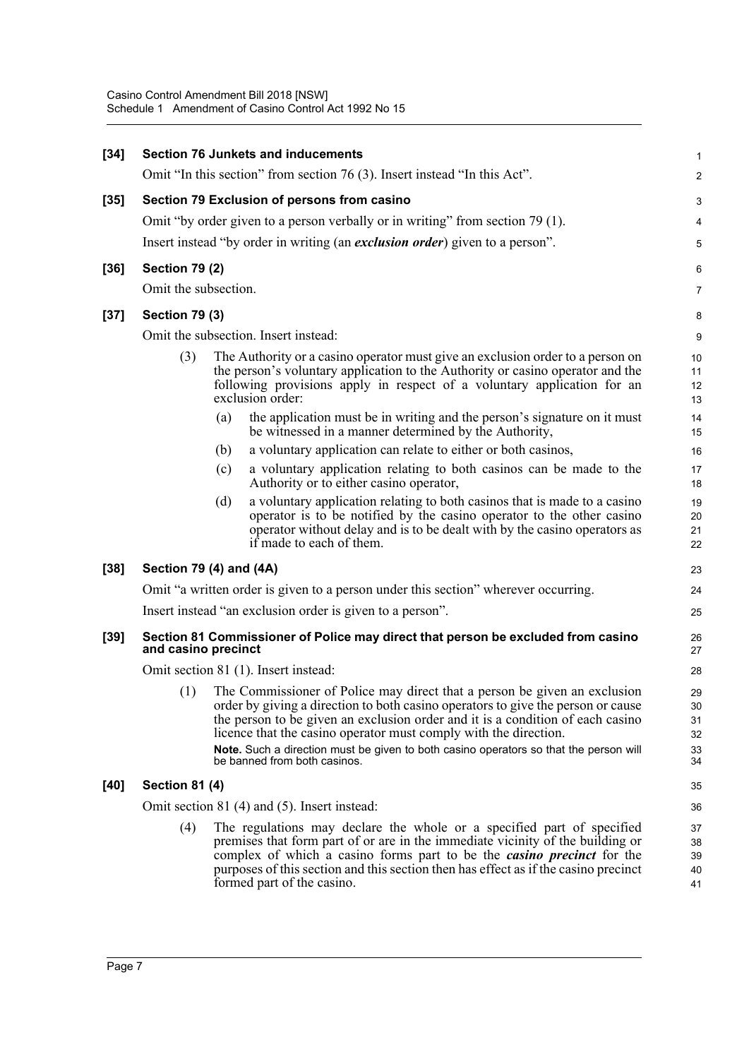**[34] Section 76 Junkets and inducements**

Omit "In this section" from section 76 (3). Insert instead "In this Act".

**[35] Section 79 Exclusion of persons from casino**

Omit "by order given to a person verbally or in writing" from section 79 (1).

Insert instead "by order in writing (an ***exclusion order***) given to a person".

**[36] Section 79 (2)**

Omit the subsection.

**[37] Section 79 (3)**

Omit the subsection. Insert instead:

(3) The Authority or a casino operator must give an exclusion order to a person on the person's voluntary application to the Authority or casino operator and the following provisions apply in respect of a voluntary application for an exclusion order:

- (a) the application must be in writing and the person's signature on it must be witnessed in a manner determined by the Authority,
- (b) a voluntary application can relate to either or both casinos,
- (c) a voluntary application relating to both casinos can be made to the Authority or to either casino operator,
- (d) a voluntary application relating to both casinos that is made to a casino operator is to be notified by the casino operator to the other casino operator without delay and is to be dealt with by the casino operators as if made to each of them.

**[38] Section 79 (4) and (4A)**

Omit "a written order is given to a person under this section" wherever occurring.

Insert instead "an exclusion order is given to a person".

**[39] Section 81 Commissioner of Police may direct that person be excluded from casino and casino precinct**

Omit section 81 (1). Insert instead:

(1) The Commissioner of Police may direct that a person be given an exclusion order by giving a direction to both casino operators to give the person or cause the person to be given an exclusion order and it is a condition of each casino licence that the casino operator must comply with the direction.

**Note.** Such a direction must be given to both casino operators so that the person will be banned from both casinos.

**[40] Section 81 (4)**

Omit section 81 (4) and (5). Insert instead:

(4) The regulations may declare the whole or a specified part of specified premises that form part of or are in the immediate vicinity of the building or complex of which a casino forms part to be the ***casino precinct*** for the purposes of this section and this section then has effect as if the casino precinct formed part of the casino.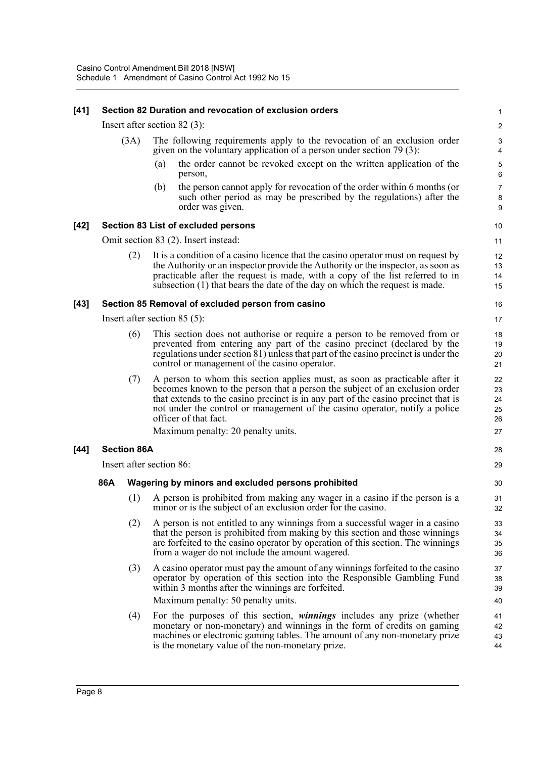**[41] Section 82 Duration and revocation of exclusion orders**

Insert after section 82 (3):

(3A) The following requirements apply to the revocation of an exclusion order given on the voluntary application of a person under section 79 (3):

(a) the order cannot be revoked except on the written application of the person,

(b) the person cannot apply for revocation of the order within 6 months (or such other period as may be prescribed by the regulations) after the order was given.

**[42] Section 83 List of excluded persons**

Omit section 83 (2). Insert instead:

(2) It is a condition of a casino licence that the casino operator must on request by the Authority or an inspector provide the Authority or the inspector, as soon as practicable after the request is made, with a copy of the list referred to in subsection (1) that bears the date of the day on which the request is made.

**[43] Section 85 Removal of excluded person from casino**

Insert after section 85 (5):

(6) This section does not authorise or require a person to be removed from or prevented from entering any part of the casino precinct (declared by the regulations under section 81) unless that part of the casino precinct is under the control or management of the casino operator.

(7) A person to whom this section applies must, as soon as practicable after it becomes known to the person that a person the subject of an exclusion order that extends to the casino precinct is in any part of the casino precinct that is not under the control or management of the casino operator, notify a police officer of that fact.

Maximum penalty: 20 penalty units.

**[44] Section 86A**

Insert after section 86:

**86A Wagering by minors and excluded persons prohibited**

(1) A person is prohibited from making any wager in a casino if the person is a minor or is the subject of an exclusion order for the casino.

(2) A person is not entitled to any winnings from a successful wager in a casino that the person is prohibited from making by this section and those winnings are forfeited to the casino operator by operation of this section. The winnings from a wager do not include the amount wagered.

(3) A casino operator must pay the amount of any winnings forfeited to the casino operator by operation of this section into the Responsible Gambling Fund within 3 months after the winnings are forfeited.

Maximum penalty: 50 penalty units.

(4) For the purposes of this section, ***winnings*** includes any prize (whether monetary or non-monetary) and winnings in the form of credits on gaming machines or electronic gaming tables. The amount of any non-monetary prize is the monetary value of the non-monetary prize.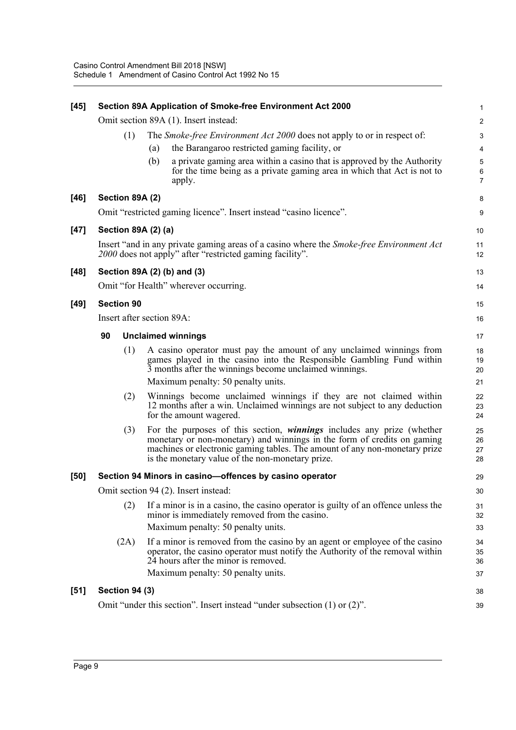**[45] Section 89A Application of Smoke-free Environment Act 2000**

Omit section 89A (1). Insert instead:

(1) The *Smoke-free Environment Act 2000* does not apply to or in respect of:

(a) the Barangaroo restricted gaming facility, or

(b) a private gaming area within a casino that is approved by the Authority for the time being as a private gaming area in which that Act is not to apply.

**[46] Section 89A (2)**

Omit "restricted gaming licence". Insert instead "casino licence".

**[47] Section 89A (2) (a)**

Insert "and in any private gaming areas of a casino where the *Smoke-free Environment Act 2000* does not apply" after "restricted gaming facility".

**[48] Section 89A (2) (b) and (3)**

Omit "for Health" wherever occurring.

**[49] Section 90**

Insert after section 89A:

**90 Unclaimed winnings**

(1) A casino operator must pay the amount of any unclaimed winnings from games played in the casino into the Responsible Gambling Fund within 3 months after the winnings become unclaimed winnings.

Maximum penalty: 50 penalty units.

(2) Winnings become unclaimed winnings if they are not claimed within 12 months after a win. Unclaimed winnings are not subject to any deduction for the amount wagered.

(3) For the purposes of this section, ***winnings*** includes any prize (whether monetary or non-monetary) and winnings in the form of credits on gaming machines or electronic gaming tables. The amount of any non-monetary prize is the monetary value of the non-monetary prize.

**[50] Section 94 Minors in casino—offences by casino operator**

Omit section 94 (2). Insert instead:

(2) If a minor is in a casino, the casino operator is guilty of an offence unless the minor is immediately removed from the casino.

Maximum penalty: 50 penalty units.

(2A) If a minor is removed from the casino by an agent or employee of the casino operator, the casino operator must notify the Authority of the removal within 24 hours after the minor is removed.

Maximum penalty: 50 penalty units.

**[51] Section 94 (3)**

Omit "under this section". Insert instead "under subsection (1) or (2)".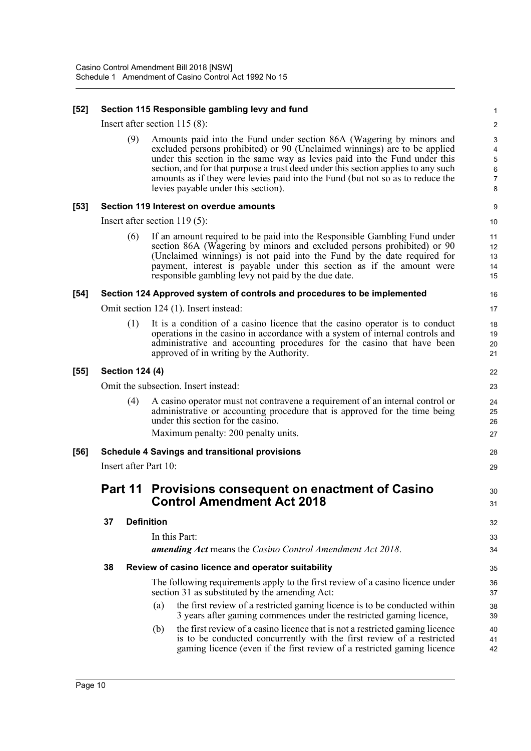**[52] Section 115 Responsible gambling levy and fund**

Insert after section 115 (8):

(9) Amounts paid into the Fund under section 86A (Wagering by minors and excluded persons prohibited) or 90 (Unclaimed winnings) are to be applied under this section in the same way as levies paid into the Fund under this section, and for that purpose a trust deed under this section applies to any such amounts as if they were levies paid into the Fund (but not so as to reduce the levies payable under this section).

**[53] Section 119 Interest on overdue amounts**

Insert after section 119 (5):

(6) If an amount required to be paid into the Responsible Gambling Fund under section 86A (Wagering by minors and excluded persons prohibited) or 90 (Unclaimed winnings) is not paid into the Fund by the date required for payment, interest is payable under this section as if the amount were responsible gambling levy not paid by the due date.

**[54] Section 124 Approved system of controls and procedures to be implemented**

Omit section 124 (1). Insert instead:

(1) It is a condition of a casino licence that the casino operator is to conduct operations in the casino in accordance with a system of internal controls and administrative and accounting procedures for the casino that have been approved of in writing by the Authority.

**[55] Section 124 (4)**

Omit the subsection. Insert instead:

(4) A casino operator must not contravene a requirement of an internal control or administrative or accounting procedure that is approved for the time being under this section for the casino.

Maximum penalty: 200 penalty units.

**[56] Schedule 4 Savings and transitional provisions**

Insert after Part 10:

## Part 11 Provisions consequent on enactment of Casino Control Amendment Act 2018

**37 Definition**

In this Part:

***amending Act*** means the *Casino Control Amendment Act 2018*.

**38 Review of casino licence and operator suitability**

The following requirements apply to the first review of a casino licence under section 31 as substituted by the amending Act:

(a) the first review of a restricted gaming licence is to be conducted within 3 years after gaming commences under the restricted gaming licence,

(b) the first review of a casino licence that is not a restricted gaming licence is to be conducted concurrently with the first review of a restricted gaming licence (even if the first review of a restricted gaming licence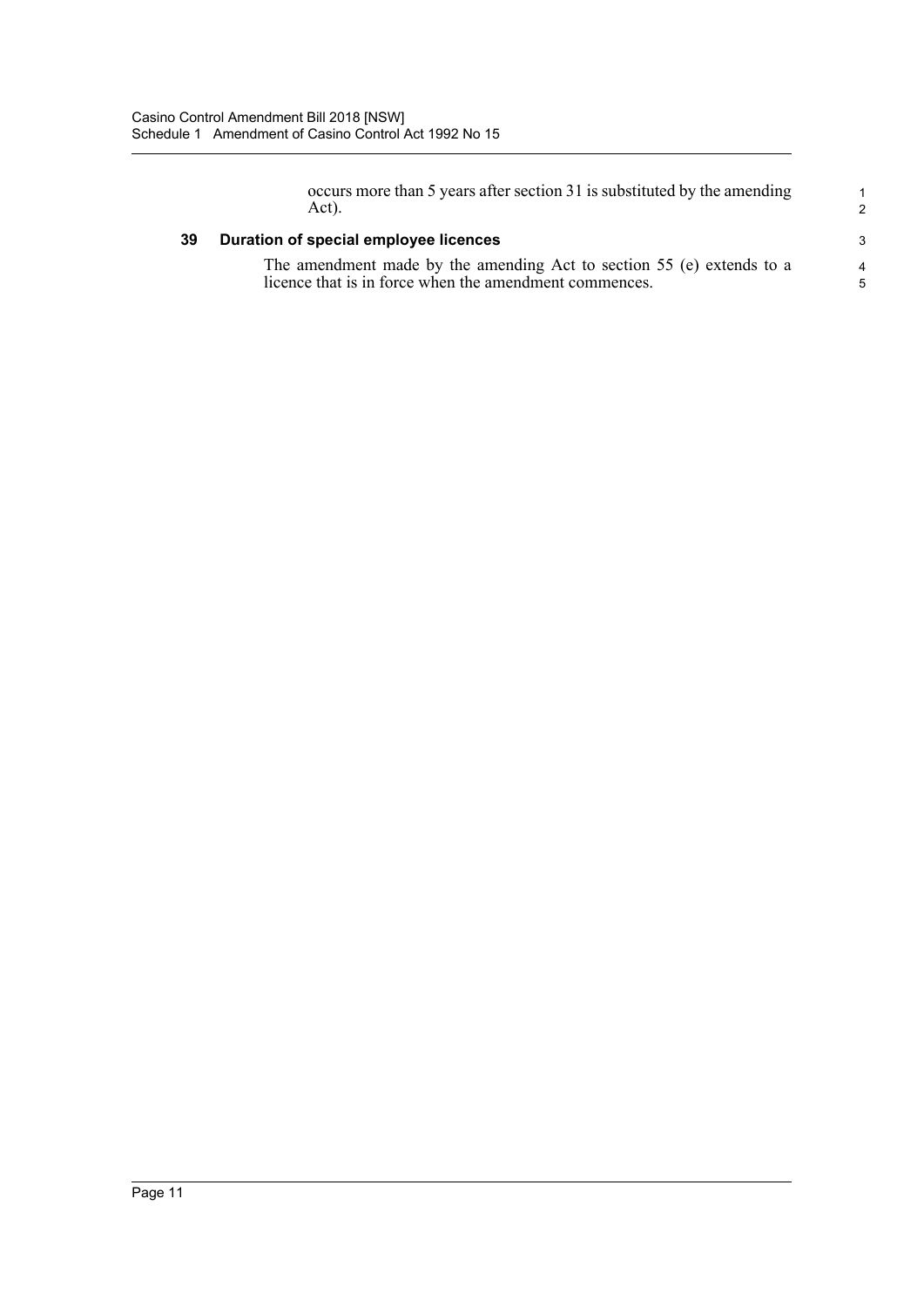occurs more than 5 years after section 31 is substituted by the amending Act).

### 39 Duration of special employee licences

The amendment made by the amending Act to section 55 (e) extends to a licence that is in force when the amendment commences.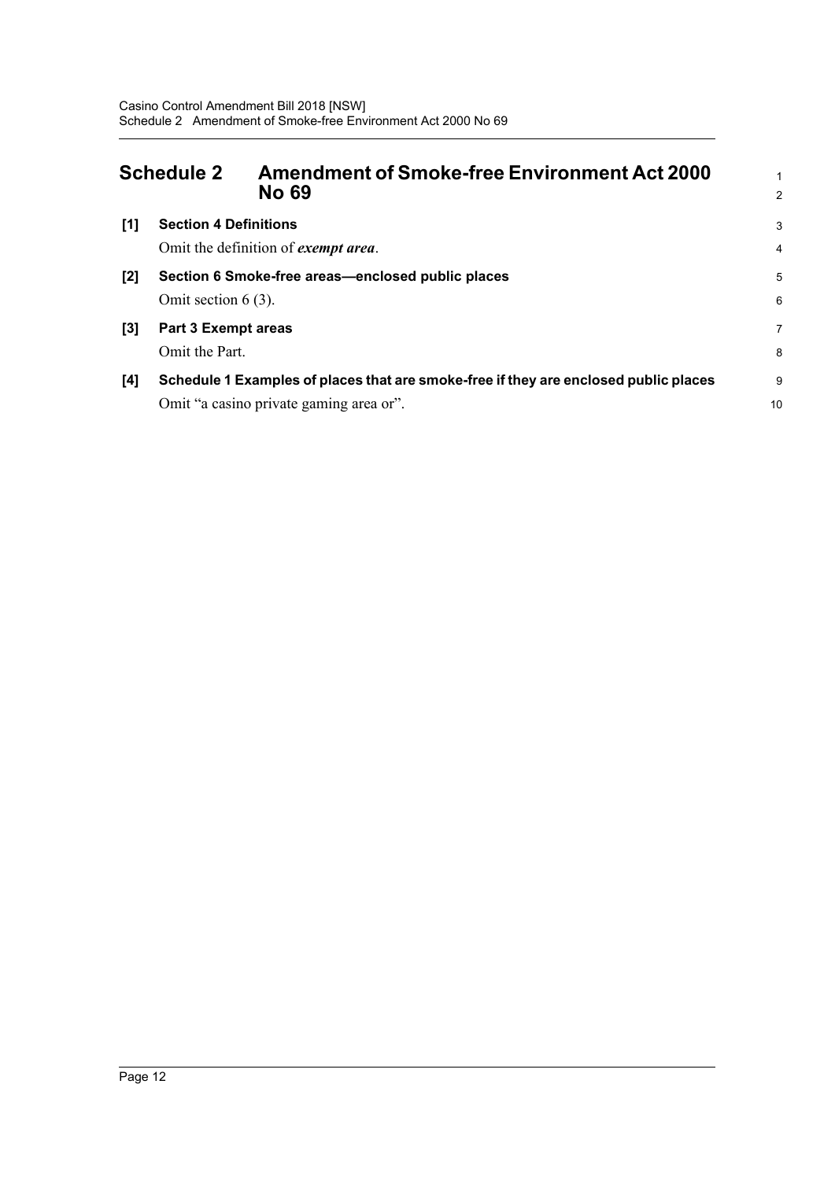## Schedule 2 Amendment of Smoke-free Environment Act 2000 No 69

**[1] Section 4 Definitions**

Omit the definition of ***exempt area***.

**[2] Section 6 Smoke-free areas—enclosed public places**

Omit section 6 (3).

**[3] Part 3 Exempt areas**

Omit the Part.

**[4] Schedule 1 Examples of places that are smoke-free if they are enclosed public places**

Omit "a casino private gaming area or".